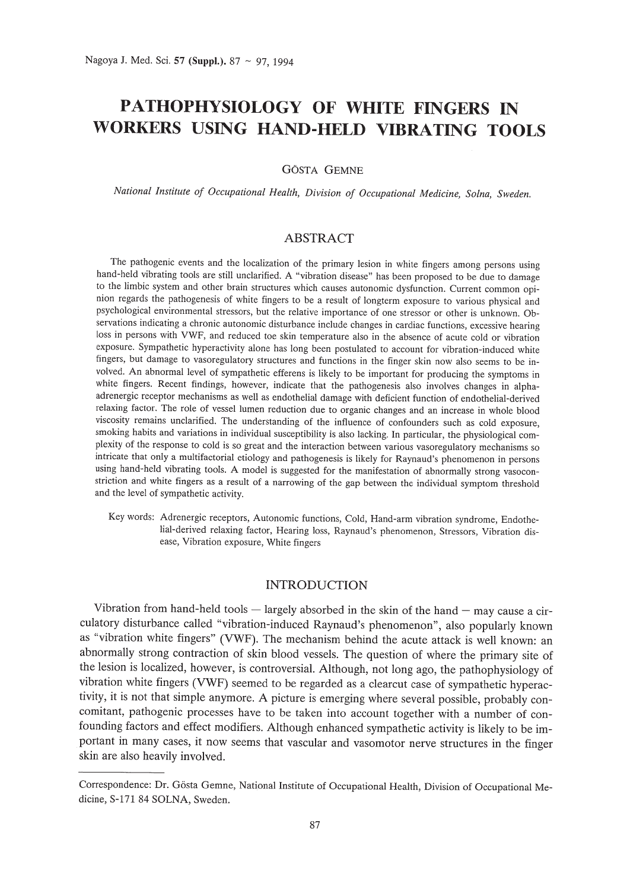# PATHOPHYSIOLOGY OF WHITE FINGERS IN WORKERS USING HAND-HELD VIBRATING TOOLS

GÖSTA GEMNE

*National Institute of Occupational Health, Division of Occupational Medicine, Solna, Sweden.*

## ABSTRACT

The pathogenic events and the localization of the primary lesion in white fingers among persons using hand-held vibrating tools are still unclarified. A "vibration disease" has been proposed to be due to damage to the limbic system and other brain structures which causes autonomic dysfunction. Current common opinion regards the pathogenesis of white fingers to be a result of longterm exposure to various physical and psychological environmental stressors, but the relative importance of one stressor or other is unknown. Observations indicating a chronic autonomic disturbance include changes in cardiac functions, excessive hearing loss in persons with VWF, and reduced toe skin temperature also in the absence of acute cold or vibration exposure. Sympathetic hyperactivity alone has long been postulated to account for vibration-induced white fingers, but damage to vasoregulatory structures and functions in the finger skin now also seems to be involved. An abnormal level of sympathetic efferens is likely to be important for producing the symptoms in white fingers. Recent findings, however, indicate that the pathogenesis also involves changes in alpha-adrenergic receptor mechanisms as well as endothelial damage with deficient function of endothelial-derived relaxing factor. The role of vessel lumen reduction due to organic changes and an increase in whole blood viscosity remains unclarified. The understanding of the influence of confounders such as cold exposure, smoking habits and variations in individual susceptibility is also lacking. In particular, the physiological complexity of the response to cold is so great and the interaction between various vasoregulatory mechanisms so intricate that only a multifactorial etiology and pathogenesis is likely for Raynaud's phenomenon in persons using hand-held vibrating tools. A model is suggested for the manifestation of abnormally strong vasoconstriction and white fingers as a result of a narrowing of the gap between the individual symptom threshold and the level of sympathetic activity.

Key words: Adrenergic receptors, Autonomic functions, Cold, Hand-arm vibration syndrome, Endothelial-derived relaxing factor, Hearing loss, Raynaud's phenomenon, Stressors, Vibration disease, Vibration exposure, White fingers

## INTRODUCTION

Vibration from hand-held tools — largely absorbed in the skin of the hand — may cause a circulatory disturbance called "vibration-induced Raynaud's phenomenon", also popularly known as "vibration white fingers" (VWF). The mechanism behind the acute attack is well known: an abnormally strong contraction of skin blood vessels. The question of where the primary site of the lesion is localized, however, is controversial. Although, not long ago, the pathophysiology of vibration white fingers (VWF) seemed to be regarded as a clearcut case of sympathetic hyperactivity, it is not that simple anymore. A picture is emerging where several possible, probably concomitant, pathogenic processes have to be taken into account together with a number of confounding factors and effect modifiers. Although enhanced sympathetic activity is likely to be important in many cases, it now seems that vascular and vasomotor nerve structures in the finger skin are also heavily involved.

Correspondence: Dr. Gösta Gemne, National Institute of Occupational Health, Division of Occupational Medicine, S-171 84 SOLNA, Sweden.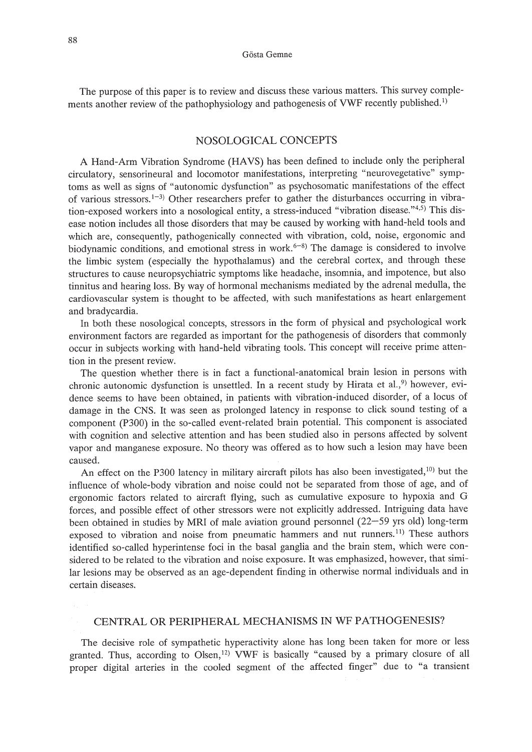The purpose of this paper is to review and discuss these various matters. This survey complements another review of the pathophysiology and pathogenesis of VWF recently published.[1]

## NOSOLOGICAL CONCEPTS

A Hand-Arm Vibration Syndrome (HAVS) has been defined to include only the peripheral circulatory, sensorineural and locomotor manifestations, interpreting "neurovegetative" symptoms as well as signs of "autonomic dysfunction" as psychosomatic manifestations of the effect of various stressors.[1–3] Other researchers prefer to gather the disturbances occurring in vibration-exposed workers into a nosological entity, a stress-induced "vibration disease."[4,5] This disease notion includes all those disorders that may be caused by working with hand-held tools and which are, consequently, pathogenically connected with vibration, cold, noise, ergonomic and biodynamic conditions, and emotional stress in work.[6–8] The damage is considered to involve the limbic system (especially the hypothalamus) and the cerebral cortex, and through these structures to cause neuropsychiatric symptoms like headache, insomnia, and impotence, but also tinnitus and hearing loss. By way of hormonal mechanisms mediated by the adrenal medulla, the cardiovascular system is thought to be affected, with such manifestations as heart enlargement and bradycardia.

In both these nosological concepts, stressors in the form of physical and psychological work environment factors are regarded as important for the pathogenesis of disorders that commonly occur in subjects working with hand-held vibrating tools. This concept will receive prime attention in the present review.

The question whether there is in fact a functional-anatomical brain lesion in persons with chronic autonomic dysfunction is unsettled. In a recent study by Hirata et al.,[9] however, evidence seems to have been obtained, in patients with vibration-induced disorder, of a locus of damage in the CNS. It was seen as prolonged latency in response to click sound testing of a component (P300) in the so-called event-related brain potential. This component is associated with cognition and selective attention and has been studied also in persons affected by solvent vapor and manganese exposure. No theory was offered as to how such a lesion may have been caused.

An effect on the P300 latency in military aircraft pilots has also been investigated,[10] but the influence of whole-body vibration and noise could not be separated from those of age, and of ergonomic factors related to aircraft flying, such as cumulative exposure to hypoxia and G forces, and possible effect of other stressors were not explicitly addressed. Intriguing data have been obtained in studies by MRI of male aviation ground personnel (22–59 yrs old) long-term exposed to vibration and noise from pneumatic hammers and nut runners.[11] These authors identified so-called hyperintense foci in the basal ganglia and the brain stem, which were considered to be related to the vibration and noise exposure. It was emphasized, however, that similar lesions may be observed as an age-dependent finding in otherwise normal individuals and in certain diseases.

## CENTRAL OR PERIPHERAL MECHANISMS IN WF PATHOGENESIS?

The decisive role of sympathetic hyperactivity alone has long been taken for more or less granted. Thus, according to Olsen,[12] VWF is basically "caused by a primary closure of all proper digital arteries in the cooled segment of the affected finger" due to "a transient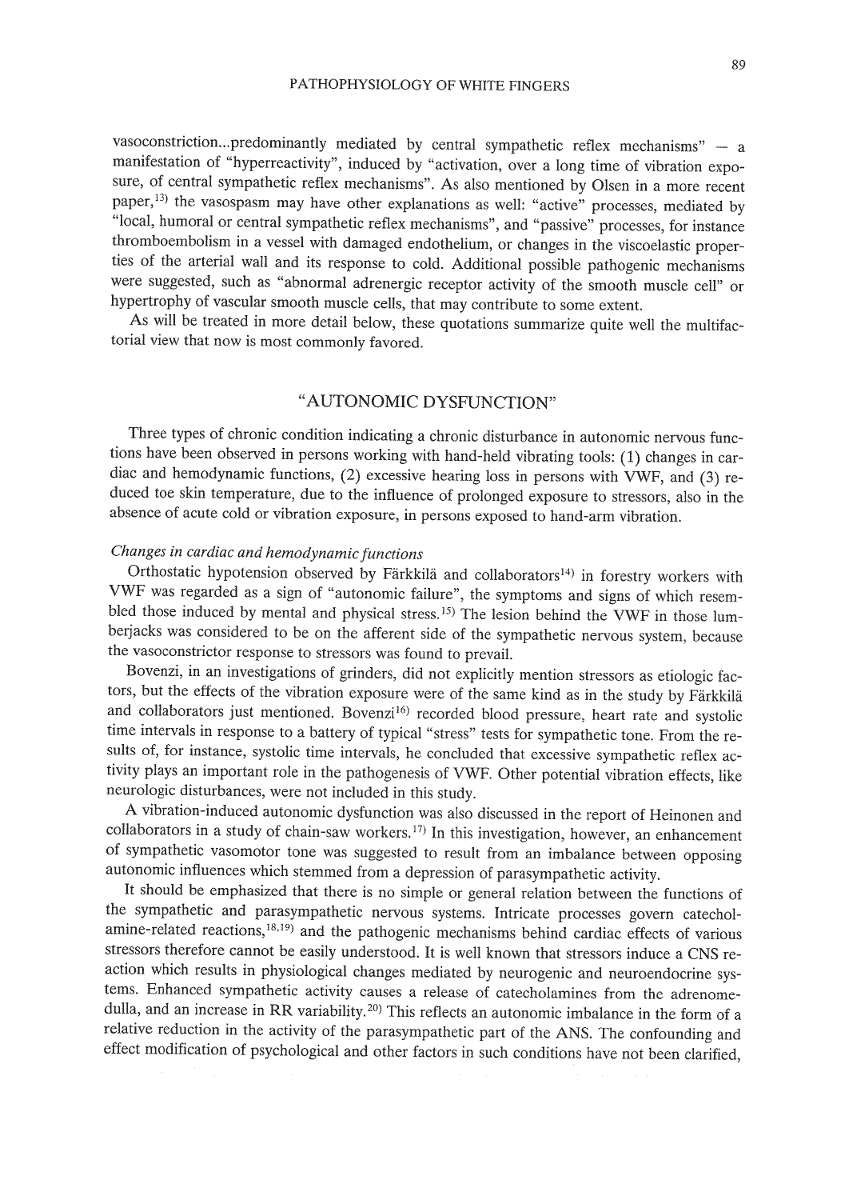vasoconstriction...predominantly mediated by central sympathetic reflex mechanisms" — a manifestation of "hyperreactivity", induced by "activation, over a long time of vibration exposure, of central sympathetic reflex mechanisms". As also mentioned by Olsen in a more recent paper,[13] the vasospasm may have other explanations as well: "active" processes, mediated by "local, humoral or central sympathetic reflex mechanisms", and "passive" processes, for instance thromboembolism in a vessel with damaged endothelium, or changes in the viscoelastic properties of the arterial wall and its response to cold. Additional possible pathogenic mechanisms were suggested, such as "abnormal adrenergic receptor activity of the smooth muscle cell" or hypertrophy of vascular smooth muscle cells, that may contribute to some extent.

As will be treated in more detail below, these quotations summarize quite well the multifactorial view that now is most commonly favored.

## "AUTONOMIC DYSFUNCTION"

Three types of chronic condition indicating a chronic disturbance in autonomic nervous functions have been observed in persons working with hand-held vibrating tools: (1) changes in cardiac and hemodynamic functions, (2) excessive hearing loss in persons with VWF, and (3) reduced toe skin temperature, due to the influence of prolonged exposure to stressors, also in the absence of acute cold or vibration exposure, in persons exposed to hand-arm vibration.

### *Changes in cardiac and hemodynamic functions*

Orthostatic hypotension observed by Färkkilä and collaborators[14] in forestry workers with VWF was regarded as a sign of "autonomic failure", the symptoms and signs of which resembled those induced by mental and physical stress.[15] The lesion behind the VWF in those lumberjacks was considered to be on the afferent side of the sympathetic nervous system, because the vasoconstrictor response to stressors was found to prevail.

Bovenzi, in an investigations of grinders, did not explicitly mention stressors as etiologic factors, but the effects of the vibration exposure were of the same kind as in the study by Färkkilä and collaborators just mentioned. Bovenzi[16] recorded blood pressure, heart rate and systolic time intervals in response to a battery of typical "stress" tests for sympathetic tone. From the results of, for instance, systolic time intervals, he concluded that excessive sympathetic reflex activity plays an important role in the pathogenesis of VWF. Other potential vibration effects, like neurologic disturbances, were not included in this study.

A vibration-induced autonomic dysfunction was also discussed in the report of Heinonen and collaborators in a study of chain-saw workers.[17] In this investigation, however, an enhancement of sympathetic vasomotor tone was suggested to result from an imbalance between opposing autonomic influences which stemmed from a depression of parasympathetic activity.

It should be emphasized that there is no simple or general relation between the functions of the sympathetic and parasympathetic nervous systems. Intricate processes govern catecholamine-related reactions,[18,19] and the pathogenic mechanisms behind cardiac effects of various stressors therefore cannot be easily understood. It is well known that stressors induce a CNS reaction which results in physiological changes mediated by neurogenic and neuroendocrine systems. Enhanced sympathetic activity causes a release of catecholamines from the adrenomedulla, and an increase in RR variability.[20] This reflects an autonomic imbalance in the form of a relative reduction in the activity of the parasympathetic part of the ANS. The confounding and effect modification of psychological and other factors in such conditions have not been clarified,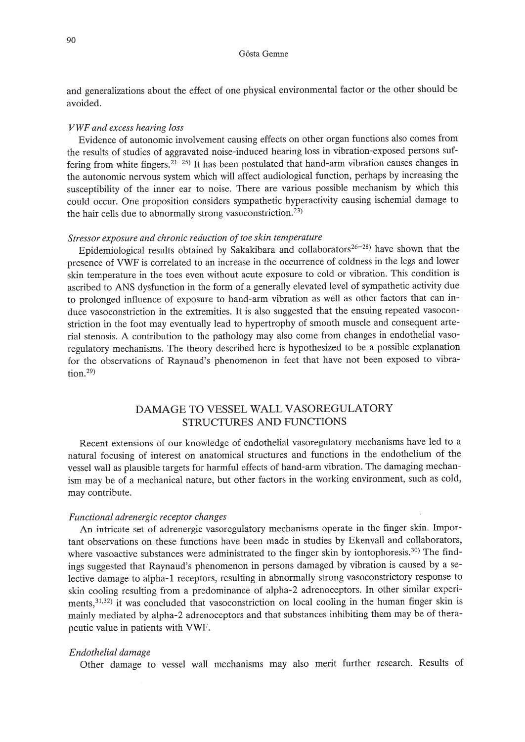and generalizations about the effect of one physical environmental factor or the other should be avoided.

*VWF and excess hearing loss*

Evidence of autonomic involvement causing effects on other organ functions also comes from the results of studies of aggravated noise-induced hearing loss in vibration-exposed persons suffering from white fingers.[21–25] It has been postulated that hand-arm vibration causes changes in the autonomic nervous system which will affect audiological function, perhaps by increasing the susceptibility of the inner ear to noise. There are various possible mechanism by which this could occur. One proposition considers sympathetic hyperactivity causing ischemial damage to the hair cells due to abnormally strong vasoconstriction.[23]

*Stressor exposure and chronic reduction of toe skin temperature*

Epidemiological results obtained by Sakakibara and collaborators[26–28] have shown that the presence of VWF is correlated to an increase in the occurrence of coldness in the legs and lower skin temperature in the toes even without acute exposure to cold or vibration. This condition is ascribed to ANS dysfunction in the form of a generally elevated level of sympathetic activity due to prolonged influence of exposure to hand-arm vibration as well as other factors that can induce vasoconstriction in the extremities. It is also suggested that the ensuing repeated vasoconstriction in the foot may eventually lead to hypertrophy of smooth muscle and consequent arterial stenosis. A contribution to the pathology may also come from changes in endothelial vasoregulatory mechanisms. The theory described here is hypothesized to be a possible explanation for the observations of Raynaud's phenomenon in feet that have not been exposed to vibration.[29]

## DAMAGE TO VESSEL WALL VASOREGULATORY STRUCTURES AND FUNCTIONS

Recent extensions of our knowledge of endothelial vasoregulatory mechanisms have led to a natural focusing of interest on anatomical structures and functions in the endothelium of the vessel wall as plausible targets for harmful effects of hand-arm vibration. The damaging mechanism may be of a mechanical nature, but other factors in the working environment, such as cold, may contribute.

*Functional adrenergic receptor changes*

An intricate set of adrenergic vasoregulatory mechanisms operate in the finger skin. Important observations on these functions have been made in studies by Ekenvall and collaborators, where vasoactive substances were administrated to the finger skin by iontophoresis.[30] The findings suggested that Raynaud's phenomenon in persons damaged by vibration is caused by a selective damage to alpha-1 receptors, resulting in abnormally strong vasoconstrictory response to skin cooling resulting from a predominance of alpha-2 adrenoceptors. In other similar experiments,[31,32] it was concluded that vasoconstriction on local cooling in the human finger skin is mainly mediated by alpha-2 adrenoceptors and that substances inhibiting them may be of therapeutic value in patients with VWF.

*Endothelial damage*

Other damage to vessel wall mechanisms may also merit further research. Results of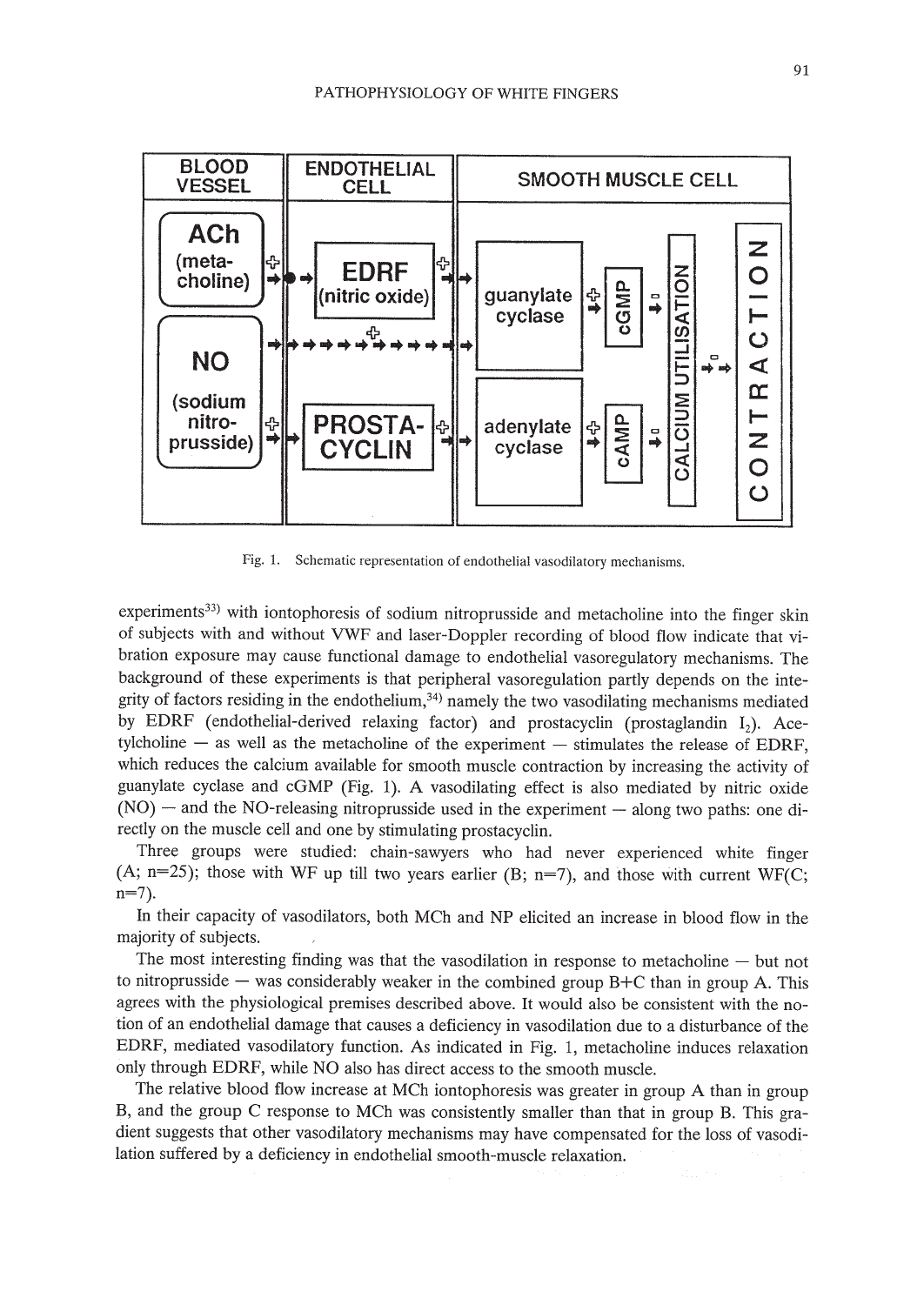Fig. 1. Schematic representation of endothelial vasodilatory mechanisms.

experiments[33] with iontophoresis of sodium nitroprusside and metacholine into the finger skin of subjects with and without VWF and laser-Doppler recording of blood flow indicate that vibration exposure may cause functional damage to endothelial vasoregulatory mechanisms. The background of these experiments is that peripheral vasoregulation partly depends on the integrity of factors residing in the endothelium,[34] namely the two vasodilating mechanisms mediated by EDRF (endothelial-derived relaxing factor) and prostacyclin (prostaglandin $I_2$). Acetylcholine — as well as the metacholine of the experiment — stimulates the release of EDRF, which reduces the calcium available for smooth muscle contraction by increasing the activity of guanylate cyclase and cGMP (Fig. 1). A vasodilating effect is also mediated by nitric oxide (NO) — and the NO-releasing nitroprusside used in the experiment — along two paths: one directly on the muscle cell and one by stimulating prostacyclin.

Three groups were studied: chain-sawyers who had never experienced white finger (A; n=25); those with WF up till two years earlier (B; n=7), and those with current WF(C; n=7).

In their capacity of vasodilators, both MCh and NP elicited an increase in blood flow in the majority of subjects.

The most interesting finding was that the vasodilation in response to metacholine — but not to nitroprusside — was considerably weaker in the combined group B+C than in group A. This agrees with the physiological premises described above. It would also be consistent with the notion of an endothelial damage that causes a deficiency in vasodilation due to a disturbance of the EDRF, mediated vasodilatory function. As indicated in Fig. 1, metacholine induces relaxation only through EDRF, while NO also has direct access to the smooth muscle.

The relative blood flow increase at MCh iontophoresis was greater in group A than in group B, and the group C response to MCh was consistently smaller than that in group B. This gradient suggests that other vasodilatory mechanisms may have compensated for the loss of vasodilation suffered by a deficiency in endothelial smooth-muscle relaxation.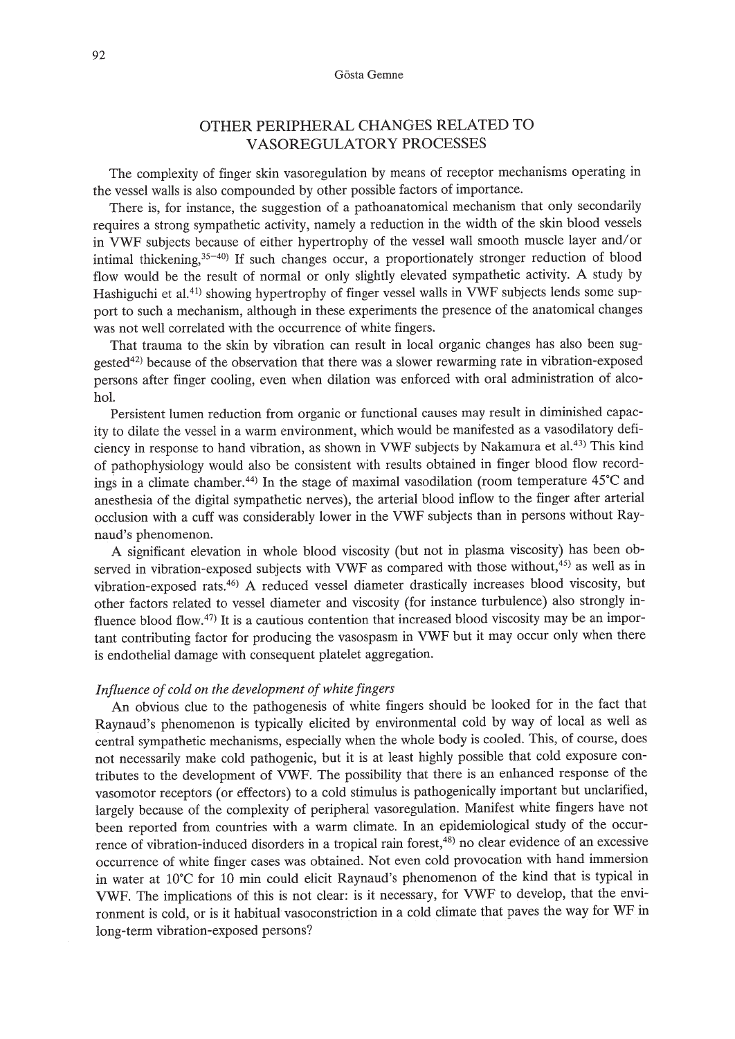## OTHER PERIPHERAL CHANGES RELATED TO VASOREGULATORY PROCESSES

The complexity of finger skin vasoregulation by means of receptor mechanisms operating in the vessel walls is also compounded by other possible factors of importance.

There is, for instance, the suggestion of a pathoanatomical mechanism that only secondarily requires a strong sympathetic activity, namely a reduction in the width of the skin blood vessels in VWF subjects because of either hypertrophy of the vessel wall smooth muscle layer and/or intimal thickening,[35–40] If such changes occur, a proportionately stronger reduction of blood flow would be the result of normal or only slightly elevated sympathetic activity. A study by Hashiguchi et al.[41] showing hypertrophy of finger vessel walls in VWF subjects lends some support to such a mechanism, although in these experiments the presence of the anatomical changes was not well correlated with the occurrence of white fingers.

That trauma to the skin by vibration can result in local organic changes has also been suggested[42] because of the observation that there was a slower rewarming rate in vibration-exposed persons after finger cooling, even when dilation was enforced with oral administration of alcohol.

Persistent lumen reduction from organic or functional causes may result in diminished capacity to dilate the vessel in a warm environment, which would be manifested as a vasodilatory deficiency in response to hand vibration, as shown in VWF subjects by Nakamura et al.[43] This kind of pathophysiology would also be consistent with results obtained in finger blood flow recordings in a climate chamber.[44] In the stage of maximal vasodilation (room temperature 45°C and anesthesia of the digital sympathetic nerves), the arterial blood inflow to the finger after arterial occlusion with a cuff was considerably lower in the VWF subjects than in persons without Raynaud's phenomenon.

A significant elevation in whole blood viscosity (but not in plasma viscosity) has been observed in vibration-exposed subjects with VWF as compared with those without,[45] as well as in vibration-exposed rats.[46] A reduced vessel diameter drastically increases blood viscosity, but other factors related to vessel diameter and viscosity (for instance turbulence) also strongly influence blood flow.[47] It is a cautious contention that increased blood viscosity may be an important contributing factor for producing the vasospasm in VWF but it may occur only when there is endothelial damage with consequent platelet aggregation.

### *Influence of cold on the development of white fingers*

An obvious clue to the pathogenesis of white fingers should be looked for in the fact that Raynaud's phenomenon is typically elicited by environmental cold by way of local as well as central sympathetic mechanisms, especially when the whole body is cooled. This, of course, does not necessarily make cold pathogenic, but it is at least highly possible that cold exposure contributes to the development of VWF. The possibility that there is an enhanced response of the vasomotor receptors (or effectors) to a cold stimulus is pathogenically important but unclarified, largely because of the complexity of peripheral vasoregulation. Manifest white fingers have not been reported from countries with a warm climate. In an epidemiological study of the occurrence of vibration-induced disorders in a tropical rain forest,[48] no clear evidence of an excessive occurrence of white finger cases was obtained. Not even cold provocation with hand immersion in water at 10°C for 10 min could elicit Raynaud's phenomenon of the kind that is typical in VWF. The implications of this is not clear: is it necessary, for VWF to develop, that the environment is cold, or is it habitual vasoconstriction in a cold climate that paves the way for WF in long-term vibration-exposed persons?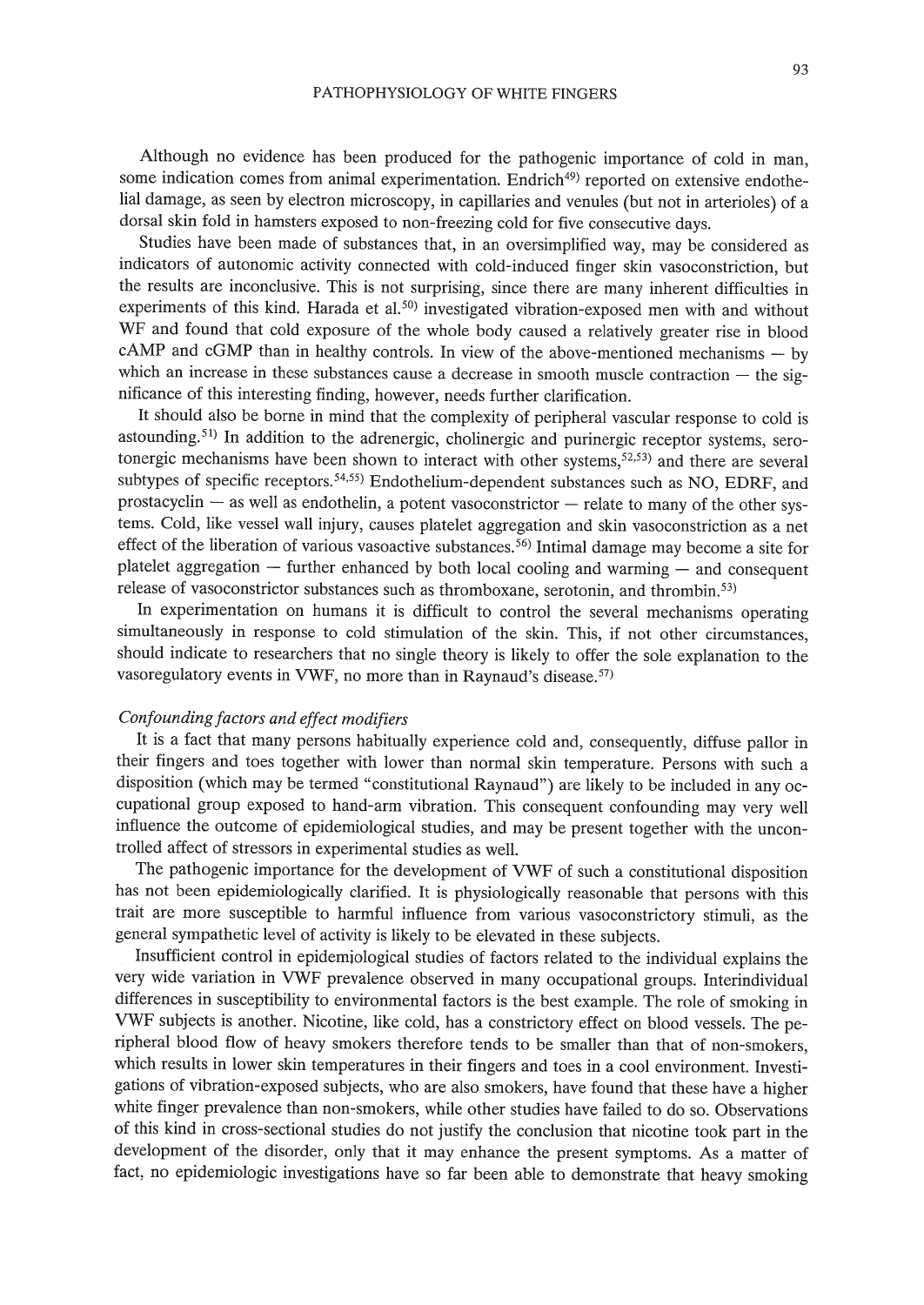Although no evidence has been produced for the pathogenic importance of cold in man, some indication comes from animal experimentation. Endrich[49] reported on extensive endothelial damage, as seen by electron microscopy, in capillaries and venules (but not in arterioles) of a dorsal skin fold in hamsters exposed to non-freezing cold for five consecutive days.

Studies have been made of substances that, in an oversimplified way, may be considered as indicators of autonomic activity connected with cold-induced finger skin vasoconstriction, but the results are inconclusive. This is not surprising, since there are many inherent difficulties in experiments of this kind. Harada et al.[50] investigated vibration-exposed men with and without WF and found that cold exposure of the whole body caused a relatively greater rise in blood cAMP and cGMP than in healthy controls. In view of the above-mentioned mechanisms — by which an increase in these substances cause a decrease in smooth muscle contraction — the significance of this interesting finding, however, needs further clarification.

It should also be borne in mind that the complexity of peripheral vascular response to cold is astounding.[51] In addition to the adrenergic, cholinergic and purinergic receptor systems, serotonergic mechanisms have been shown to interact with other systems,[52,53] and there are several subtypes of specific receptors.[54,55] Endothelium-dependent substances such as NO, EDRF, and prostacyclin — as well as endothelin, a potent vasoconstrictor — relate to many of the other systems. Cold, like vessel wall injury, causes platelet aggregation and skin vasoconstriction as a net effect of the liberation of various vasoactive substances.[56] Intimal damage may become a site for platelet aggregation — further enhanced by both local cooling and warming — and consequent release of vasoconstrictor substances such as thromboxane, serotonin, and thrombin.[53]

In experimentation on humans it is difficult to control the several mechanisms operating simultaneously in response to cold stimulation of the skin. This, if not other circumstances, should indicate to researchers that no single theory is likely to offer the sole explanation to the vasoregulatory events in VWF, no more than in Raynaud's disease.[57]

### *Confounding factors and effect modifiers*

It is a fact that many persons habitually experience cold and, consequently, diffuse pallor in their fingers and toes together with lower than normal skin temperature. Persons with such a disposition (which may be termed "constitutional Raynaud") are likely to be included in any occupational group exposed to hand-arm vibration. This consequent confounding may very well influence the outcome of epidemiological studies, and may be present together with the uncontrolled affect of stressors in experimental studies as well.

The pathogenic importance for the development of VWF of such a constitutional disposition has not been epidemiologically clarified. It is physiologically reasonable that persons with this trait are more susceptible to harmful influence from various vasoconstrictory stimuli, as the general sympathetic level of activity is likely to be elevated in these subjects.

Insufficient control in epidemiological studies of factors related to the individual explains the very wide variation in VWF prevalence observed in many occupational groups. Interindividual differences in susceptibility to environmental factors is the best example. The role of smoking in VWF subjects is another. Nicotine, like cold, has a constrictory effect on blood vessels. The peripheral blood flow of heavy smokers therefore tends to be smaller than that of non-smokers, which results in lower skin temperatures in their fingers and toes in a cool environment. Investigations of vibration-exposed subjects, who are also smokers, have found that these have a higher white finger prevalence than non-smokers, while other studies have failed to do so. Observations of this kind in cross-sectional studies do not justify the conclusion that nicotine took part in the development of the disorder, only that it may enhance the present symptoms. As a matter of fact, no epidemiologic investigations have so far been able to demonstrate that heavy smoking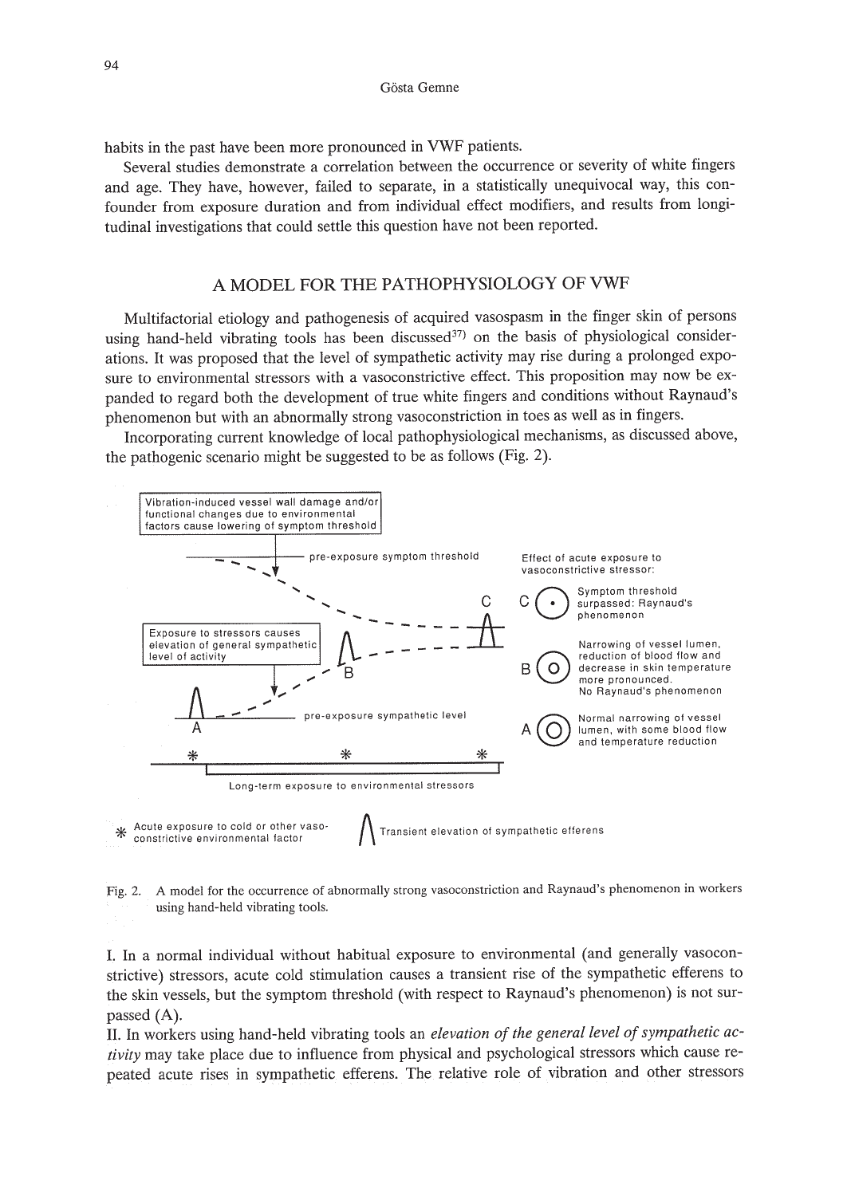habits in the past have been more pronounced in VWF patients.

Several studies demonstrate a correlation between the occurrence or severity of white fingers and age. They have, however, failed to separate, in a statistically unequivocal way, this confounder from exposure duration and from individual effect modifiers, and results from longitudinal investigations that could settle this question have not been reported.

## A MODEL FOR THE PATHOPHYSIOLOGY OF VWF

Multifactorial etiology and pathogenesis of acquired vasospasm in the finger skin of persons using hand-held vibrating tools has been discussed[37] on the basis of physiological considerations. It was proposed that the level of sympathetic activity may rise during a prolonged exposure to environmental stressors with a vasoconstrictive effect. This proposition may now be expanded to regard both the development of true white fingers and conditions without Raynaud's phenomenon but with an abnormally strong vasoconstriction in toes as well as in fingers.

Incorporating current knowledge of local pathophysiological mechanisms, as discussed above, the pathogenic scenario might be suggested to be as follows (Fig. 2).

Fig. 2. A model for the occurrence of abnormally strong vasoconstriction and Raynaud's phenomenon in workers using hand-held vibrating tools.

I. In a normal individual without habitual exposure to environmental (and generally vasoconstrictive) stressors, acute cold stimulation causes a transient rise of the sympathetic efferens to the skin vessels, but the symptom threshold (with respect to Raynaud's phenomenon) is not surpassed (A).

II. In workers using hand-held vibrating tools an *elevation of the general level of sympathetic activity* may take place due to influence from physical and psychological stressors which cause repeated acute rises in sympathetic efferens. The relative role of vibration and other stressors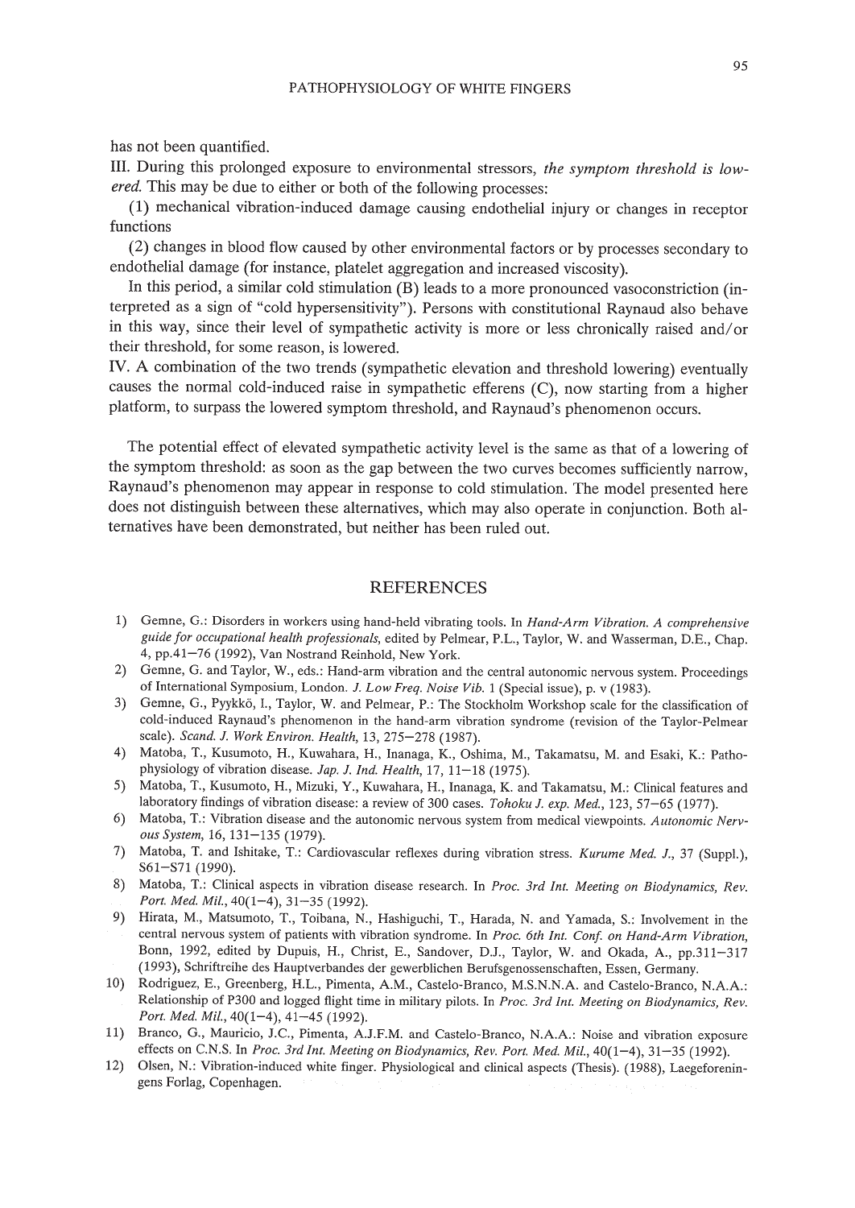has not been quantified.

III. During this prolonged exposure to environmental stressors, *the symptom threshold is lowered.* This may be due to either or both of the following processes:

(1) mechanical vibration-induced damage causing endothelial injury or changes in receptor functions

(2) changes in blood flow caused by other environmental factors or by processes secondary to endothelial damage (for instance, platelet aggregation and increased viscosity).

In this period, a similar cold stimulation (B) leads to a more pronounced vasoconstriction (interpreted as a sign of "cold hypersensitivity"). Persons with constitutional Raynaud also behave in this way, since their level of sympathetic activity is more or less chronically raised and/or their threshold, for some reason, is lowered.

IV. A combination of the two trends (sympathetic elevation and threshold lowering) eventually causes the normal cold-induced raise in sympathetic efferens (C), now starting from a higher platform, to surpass the lowered symptom threshold, and Raynaud's phenomenon occurs.

The potential effect of elevated sympathetic activity level is the same as that of a lowering of the symptom threshold: as soon as the gap between the two curves becomes sufficiently narrow, Raynaud's phenomenon may appear in response to cold stimulation. The model presented here does not distinguish between these alternatives, which may also operate in conjunction. Both alternatives have been demonstrated, but neither has been ruled out.

## REFERENCES

1) Gemne, G.: Disorders in workers using hand-held vibrating tools. In *Hand-Arm Vibration. A comprehensive guide for occupational health professionals,* edited by Pelmear, P.L., Taylor, W. and Wasserman, D.E., Chap. 4, pp.41–76 (1992), Van Nostrand Reinhold, New York.
2) Gemne, G. and Taylor, W., eds.: Hand-arm vibration and the central autonomic nervous system. Proceedings of International Symposium, London. *J. Low Freq. Noise Vib.* 1 (Special issue), p. v (1983).
3) Gemne, G., Pyykkö, I., Taylor, W. and Pelmear, P.: The Stockholm Workshop scale for the classification of cold-induced Raynaud's phenomenon in the hand-arm vibration syndrome (revision of the Taylor-Pelmear scale). *Scand. J. Work Environ. Health,* 13, 275–278 (1987).
4) Matoba, T., Kusumoto, H., Kuwahara, H., Inanaga, K., Oshima, M., Takamatsu, M. and Esaki, K.: Pathophysiology of vibration disease. *Jap. J. Ind. Health,* 17, 11–18 (1975).
5) Matoba, T., Kusumoto, H., Mizuki, Y., Kuwahara, H., Inanaga, K. and Takamatsu, M.: Clinical features and laboratory findings of vibration disease: a review of 300 cases. *Tohoku J. exp. Med.,* 123, 57–65 (1977).
6) Matoba, T.: Vibration disease and the autonomic nervous system from medical viewpoints. *Autonomic Nervous System,* 16, 131–135 (1979).
7) Matoba, T. and Ishitake, T.: Cardiovascular reflexes during vibration stress. *Kurume Med. J.,* 37 (Suppl.), S61–S71 (1990).
8) Matoba, T.: Clinical aspects in vibration disease research. In *Proc. 3rd Int. Meeting on Biodynamics, Rev. Port. Med. Mil.,* 40(1–4), 31–35 (1992).
9) Hirata, M., Matsumoto, T., Toibana, N., Hashiguchi, T., Harada, N. and Yamada, S.: Involvement in the central nervous system of patients with vibration syndrome. In *Proc. 6th Int. Conf. on Hand-Arm Vibration,* Bonn, 1992, edited by Dupuis, H., Christ, E., Sandover, D.J., Taylor, W. and Okada, A., pp.311–317 (1993), Schriftreihe des Hauptverbandes der gewerblichen Berufsgenossenschaften, Essen, Germany.
10) Rodriguez, E., Greenberg, H.L., Pimenta, A.M., Castelo-Branco, M.S.N.N.A. and Castelo-Branco, N.A.A.: Relationship of P300 and logged flight time in military pilots. In *Proc. 3rd Int. Meeting on Biodynamics, Rev. Port. Med. Mil.,* 40(1–4), 41–45 (1992).
11) Branco, G., Mauricio, J.C., Pimenta, A.J.F.M. and Castelo-Branco, N.A.A.: Noise and vibration exposure effects on C.N.S. In *Proc. 3rd Int. Meeting on Biodynamics, Rev. Port. Med. Mil.,* 40(1–4), 31–35 (1992).
12) Olsen, N.: Vibration-induced white finger. Physiological and clinical aspects (Thesis). (1988), Laegeforeningens Forlag, Copenhagen.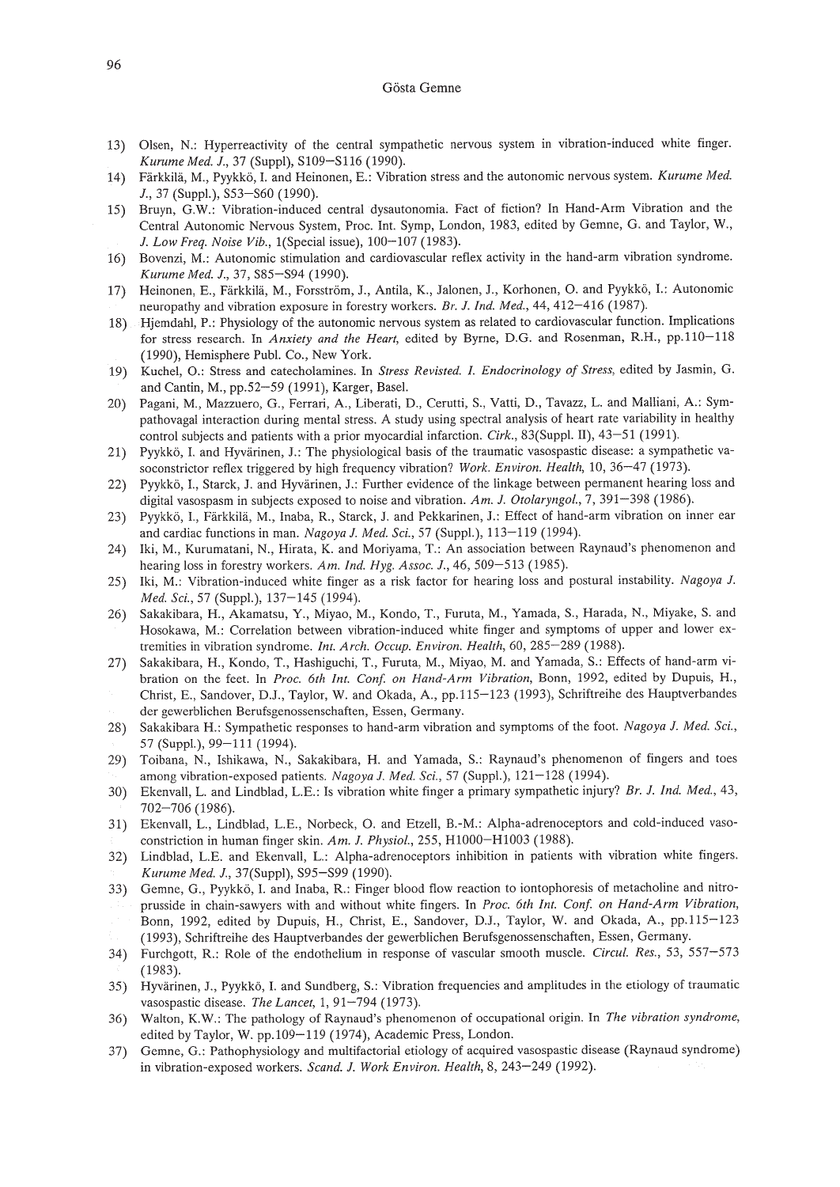13) Olsen, N.: Hyperreactivity of the central sympathetic nervous system in vibration-induced white finger. *Kurume Med. J.*, 37 (Suppl), S109–S116 (1990).
14) Färkkilä, M., Pyykkö, I. and Heinonen, E.: Vibration stress and the autonomic nervous system. *Kurume Med. J.*, 37 (Suppl.), S53–S60 (1990).
15) Bruyn, G.W.: Vibration-induced central dysautonomia. Fact of fiction? In Hand-Arm Vibration and the Central Autonomic Nervous System, Proc. Int. Symp, London, 1983, edited by Gemne, G. and Taylor, W., *J. Low Freq. Noise Vib.*, 1(Special issue), 100–107 (1983).
16) Bovenzi, M.: Autonomic stimulation and cardiovascular reflex activity in the hand-arm vibration syndrome. *Kurume Med. J.*, 37, S85–S94 (1990).
17) Heinonen, E., Färkkilä, M., Forsström, J., Antila, K., Jalonen, J., Korhonen, O. and Pyykkö, I.: Autonomic neuropathy and vibration exposure in forestry workers. *Br. J. Ind. Med.*, 44, 412–416 (1987).
18) Hjemdahl, P.: Physiology of the autonomic nervous system as related to cardiovascular function. Implications for stress research. In *Anxiety and the Heart*, edited by Byrne, D.G. and Rosenman, R.H., pp.110–118 (1990), Hemisphere Publ. Co., New York.
19) Kuchel, O.: Stress and catecholamines. In *Stress Revisted. I. Endocrinology of Stress*, edited by Jasmin, G. and Cantin, M., pp.52–59 (1991), Karger, Basel.
20) Pagani, M., Mazzuero, G., Ferrari, A., Liberati, D., Cerutti, S., Vatti, D., Tavazz, L. and Malliani, A.: Sympathovagal interaction during mental stress. A study using spectral analysis of heart rate variability in healthy control subjects and patients with a prior myocardial infarction. *Cirk.*, 83(Suppl. II), 43–51 (1991).
21) Pyykkö, I. and Hyvärinen, J.: The physiological basis of the traumatic vasospastic disease: a sympathetic vasoconstrictor reflex triggered by high frequency vibration? *Work. Environ. Health*, 10, 36–47 (1973).
22) Pyykkö, I., Starck, J. and Hyvärinen, J.: Further evidence of the linkage between permanent hearing loss and digital vasospasm in subjects exposed to noise and vibration. *Am. J. Otolaryngol.*, 7, 391–398 (1986).
23) Pyykkö, I., Färkkilä, M., Inaba, R., Starck, J. and Pekkarinen, J.: Effect of hand-arm vibration on inner ear and cardiac functions in man. *Nagoya J. Med. Sci.*, 57 (Suppl.), 113–119 (1994).
24) Iki, M., Kurumatani, N., Hirata, K. and Moriyama, T.: An association between Raynaud's phenomenon and hearing loss in forestry workers. *Am. Ind. Hyg. Assoc. J.*, 46, 509–513 (1985).
25) Iki, M.: Vibration-induced white finger as a risk factor for hearing loss and postural instability. *Nagoya J. Med. Sci.*, 57 (Suppl.), 137–145 (1994).
26) Sakakibara, H., Akamatsu, Y., Miyao, M., Kondo, T., Furuta, M., Yamada, S., Harada, N., Miyake, S. and Hosokawa, M.: Correlation between vibration-induced white finger and symptoms of upper and lower extremities in vibration syndrome. *Int. Arch. Occup. Environ. Health*, 60, 285–289 (1988).
27) Sakakibara, H., Kondo, T., Hashiguchi, T., Furuta, M., Miyao, M. and Yamada, S.: Effects of hand-arm vibration on the feet. In *Proc. 6th Int. Conf. on Hand-Arm Vibration*, Bonn, 1992, edited by Dupuis, H., Christ, E., Sandover, D.J., Taylor, W. and Okada, A., pp.115–123 (1993), Schriftreihe des Hauptverbandes der gewerblichen Berufsgenossenschaften, Essen, Germany.
28) Sakakibara H.: Sympathetic responses to hand-arm vibration and symptoms of the foot. *Nagoya J. Med. Sci.*, 57 (Suppl.), 99–111 (1994).
29) Toibana, N., Ishikawa, N., Sakakibara, H. and Yamada, S.: Raynaud's phenomenon of fingers and toes among vibration-exposed patients. *Nagoya J. Med. Sci.*, 57 (Suppl.), 121–128 (1994).
30) Ekenvall, L. and Lindblad, L.E.: Is vibration white finger a primary sympathetic injury? *Br. J. Ind. Med.*, 43, 702–706 (1986).
31) Ekenvall, L., Lindblad, L.E., Norbeck, O. and Etzell, B.-M.: Alpha-adrenoceptors and cold-induced vasoconstriction in human finger skin. *Am. J. Physiol.*, 255, H1000–H1003 (1988).
32) Lindblad, L.E. and Ekenvall, L.: Alpha-adrenoceptors inhibition in patients with vibration white fingers. *Kurume Med. J.*, 37(Suppl), S95–S99 (1990).
33) Gemne, G., Pyykkö, I. and Inaba, R.: Finger blood flow reaction to iontophoresis of metacholine and nitroprusside in chain-sawyers with and without white fingers. In *Proc. 6th Int. Conf. on Hand-Arm Vibration*, Bonn, 1992, edited by Dupuis, H., Christ, E., Sandover, D.J., Taylor, W. and Okada, A., pp.115–123 (1993), Schriftreihe des Hauptverbandes der gewerblichen Berufsgenossenschaften, Essen, Germany.
34) Furchgott, R.: Role of the endothelium in response of vascular smooth muscle. *Circul. Res.*, 53, 557–573 (1983).
35) Hyvärinen, J., Pyykkö, I. and Sundberg, S.: Vibration frequencies and amplitudes in the etiology of traumatic vasospastic disease. *The Lancet*, 1, 91–794 (1973).
36) Walton, K.W.: The pathology of Raynaud's phenomenon of occupational origin. In *The vibration syndrome*, edited by Taylor, W. pp.109–119 (1974), Academic Press, London.
37) Gemne, G.: Pathophysiology and multifactorial etiology of acquired vasospastic disease (Raynaud syndrome) in vibration-exposed workers. *Scand. J. Work Environ. Health*, 8, 243–249 (1992).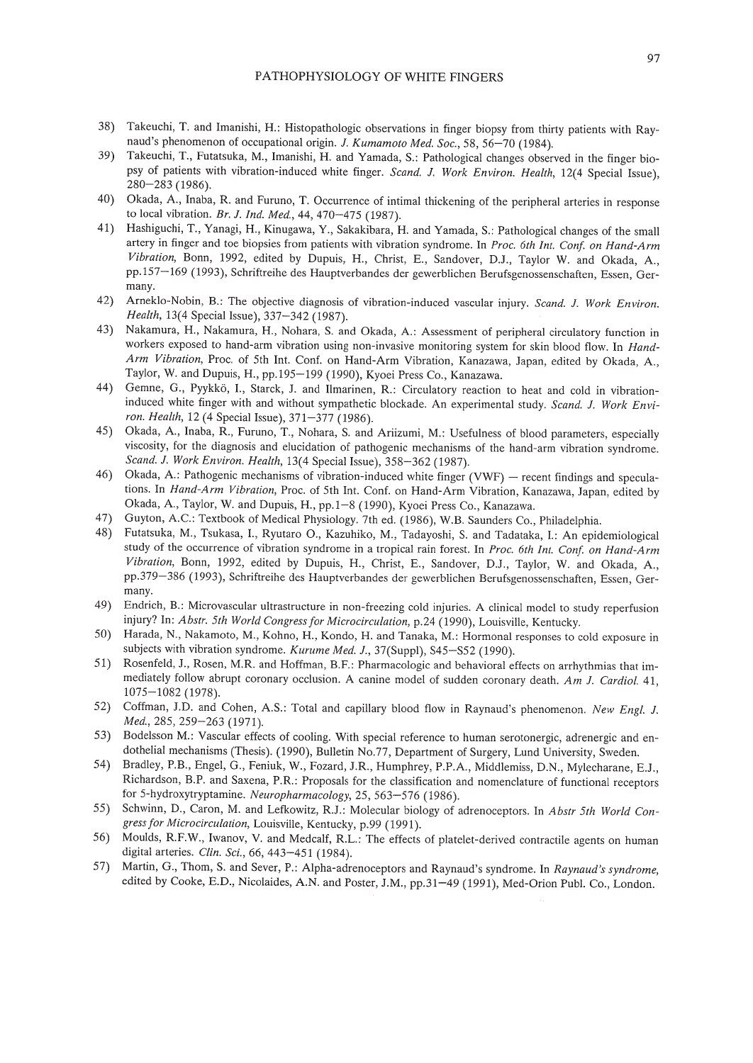38) Takeuchi, T. and Imanishi, H.: Histopathologic observations in finger biopsy from thirty patients with Raynaud's phenomenon of occupational origin. *J. Kumamoto Med. Soc.*, 58, 56–70 (1984).

39) Takeuchi, T., Futatsuka, M., Imanishi, H. and Yamada, S.: Pathological changes observed in the finger biopsy of patients with vibration-induced white finger. *Scand. J. Work Environ. Health*, 12(4 Special Issue), 280–283 (1986).

40) Okada, A., Inaba, R. and Furuno, T. Occurrence of intimal thickening of the peripheral arteries in response to local vibration. *Br. J. Ind. Med.*, 44, 470–475 (1987).

41) Hashiguchi, T., Yanagi, H., Kinugawa, Y., Sakakibara, H. and Yamada, S.: Pathological changes of the small artery in finger and toe biopsies from patients with vibration syndrome. In *Proc. 6th Int. Conf. on Hand-Arm Vibration*, Bonn, 1992, edited by Dupuis, H., Christ, E., Sandover, D.J., Taylor W. and Okada, A., pp.157–169 (1993), Schriftreihe des Hauptverbandes der gewerblichen Berufsgenossenschaften, Essen, Germany.

42) Arneklo-Nobin, B.: The objective diagnosis of vibration-induced vascular injury. *Scand. J. Work Environ. Health*, 13(4 Special Issue), 337–342 (1987).

43) Nakamura, H., Nakamura, H., Nohara, S. and Okada, A.: Assessment of peripheral circulatory function in workers exposed to hand-arm vibration using non-invasive monitoring system for skin blood flow. In *Hand-Arm Vibration*, Proc. of 5th Int. Conf. on Hand-Arm Vibration, Kanazawa, Japan, edited by Okada, A., Taylor, W. and Dupuis, H., pp.195–199 (1990), Kyoei Press Co., Kanazawa.

44) Gemne, G., Pyykkö, I., Starck, J. and Ilmarinen, R.: Circulatory reaction to heat and cold in vibration-induced white finger with and without sympathetic blockade. An experimental study. *Scand. J. Work Environ. Health*, 12 (4 Special Issue), 371–377 (1986).

45) Okada, A., Inaba, R., Furuno, T., Nohara, S. and Ariizumi, M.: Usefulness of blood parameters, especially viscosity, for the diagnosis and elucidation of pathogenic mechanisms of the hand-arm vibration syndrome. *Scand. J. Work Environ. Health*, 13(4 Special Issue), 358–362 (1987).

46) Okada, A.: Pathogenic mechanisms of vibration-induced white finger (VWF) — recent findings and speculations. In *Hand-Arm Vibration*, Proc. of 5th Int. Conf. on Hand-Arm Vibration, Kanazawa, Japan, edited by Okada, A., Taylor, W. and Dupuis, H., pp.1–8 (1990), Kyoei Press Co., Kanazawa.

47) Guyton, A.C.: Textbook of Medical Physiology. 7th ed. (1986), W.B. Saunders Co., Philadelphia.

48) Futatsuka, M., Tsukasa, I., Ryutaro O., Kazuhiko, M., Tadayoshi, S. and Tadataka, I.: An epidemiological study of the occurrence of vibration syndrome in a tropical rain forest. In *Proc. 6th Int. Conf. on Hand-Arm Vibration*, Bonn, 1992, edited by Dupuis, H., Christ, E., Sandover, D.J., Taylor, W. and Okada, A., pp.379–386 (1993), Schriftreihe des Hauptverbandes der gewerblichen Berufsgenossenschaften, Essen, Germany.

49) Endrich, B.: Microvascular ultrastructure in non-freezing cold injuries. A clinical model to study reperfusion injury? In: *Abstr. 5th World Congress for Microcirculation*, p.24 (1990), Louisville, Kentucky.

50) Harada, N., Nakamoto, M., Kohno, H., Kondo, H. and Tanaka, M.: Hormonal responses to cold exposure in subjects with vibration syndrome. *Kurume Med. J.*, 37(Suppl), S45–S52 (1990).

51) Rosenfeld, J., Rosen, M.R. and Hoffman, B.F.: Pharmacologic and behavioral effects on arrhythmias that immediately follow abrupt coronary occlusion. A canine model of sudden coronary death. *Am J. Cardiol.* 41, 1075–1082 (1978).

52) Coffman, J.D. and Cohen, A.S.: Total and capillary blood flow in Raynaud's phenomenon. *New Engl. J. Med.*, 285, 259–263 (1971).

53) Bodelsson M.: Vascular effects of cooling. With special reference to human serotonergic, adrenergic and endothelial mechanisms (Thesis). (1990), Bulletin No.77, Department of Surgery, Lund University, Sweden.

54) Bradley, P.B., Engel, G., Feniuk, W., Fozard, J.R., Humphrey, P.P.A., Middlemiss, D.N., Mylecharane, E.J., Richardson, B.P. and Saxena, P.R.: Proposals for the classification and nomenclature of functional receptors for 5-hydroxytryptamine. *Neuropharmacology*, 25, 563–576 (1986).

55) Schwinn, D., Caron, M. and Lefkowitz, R.J.: Molecular biology of adrenoceptors. In *Abstr 5th World Congress for Microcirculation*, Louisville, Kentucky, p.99 (1991).

56) Moulds, R.F.W., Iwanov, V. and Medcalf, R.L.: The effects of platelet-derived contractile agents on human digital arteries. *Clin. Sci.*, 66, 443–451 (1984).

57) Martin, G., Thom, S. and Sever, P.: Alpha-adrenoceptors and Raynaud's syndrome. In *Raynaud's syndrome*, edited by Cooke, E.D., Nicolaides, A.N. and Poster, J.M., pp.31–49 (1991), Med-Orion Publ. Co., London.